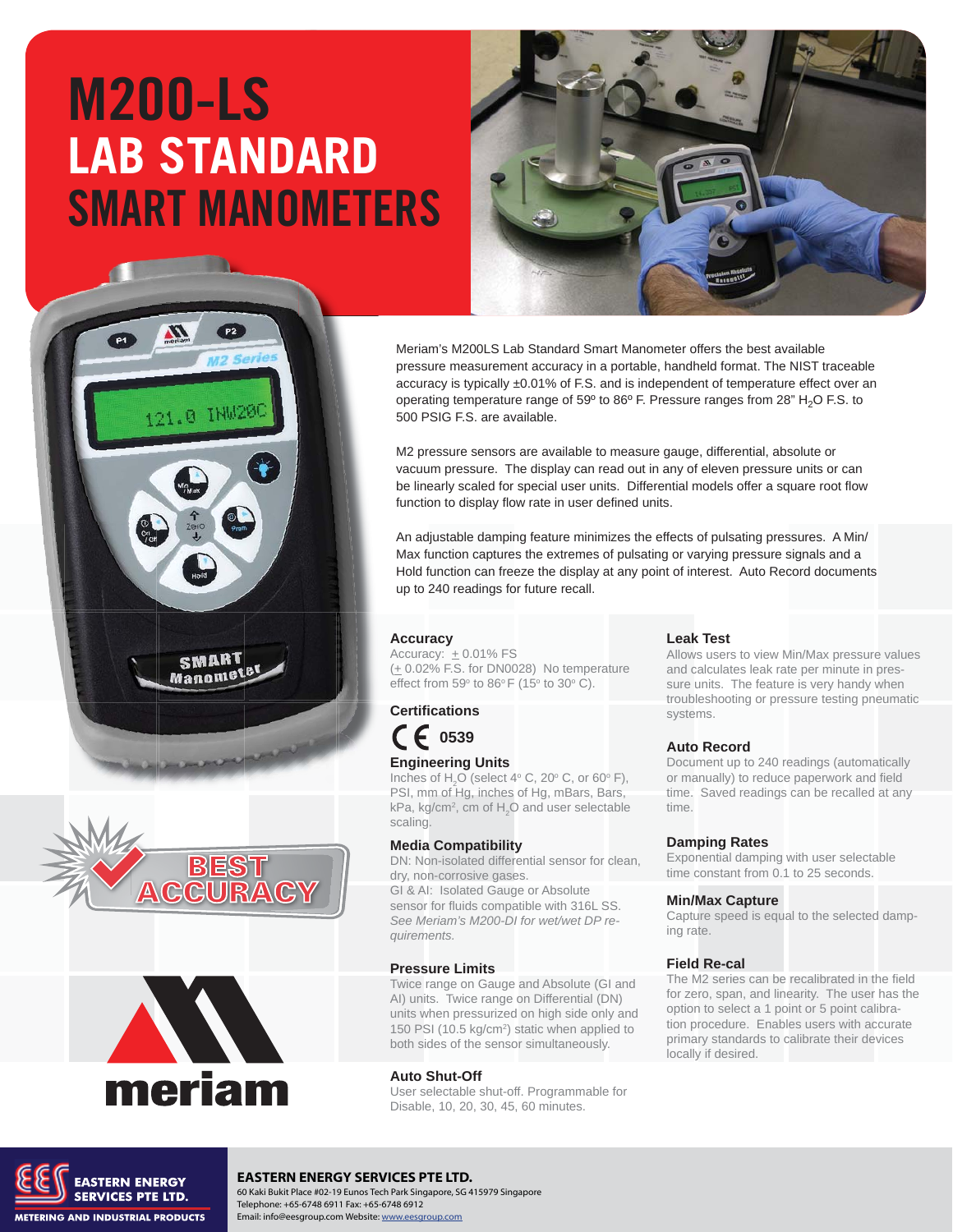# M200-LS LAB STANDARD SMART MANOMETERS

Meriam's M200LS Lab Standard Smart Manometer offers the best available pressure measurement accuracy in a portable, handheld format. The NIST traceable accuracy is typically ±0.01% of F.S. and is independent of temperature effect over an operating temperature range of 59º to 86º F. Pressure ranges from 28" $H_2O$ F.S. to 500 PSIG F.S. are available.

M2 pressure sensors are available to measure gauge, differential, absolute or vacuum pressure. The display can read out in any of eleven pressure units or can be linearly scaled for special user units. Differential models offer a square root flow function to display flow rate in user defined units.

An adjustable damping feature minimizes the effects of pulsating pressures. A Min/Max function captures the extremes of pulsating or varying pressure signals and a Hold function can freeze the display at any point of interest. Auto Record documents up to 240 readings for future recall.

### Accuracy

Accuracy: ± 0.01% FS (± 0.02% F.S. for DN0028) No temperature effect from 59° to 86° F (15° to 30° C).

### Certifications

CE 0539

### Engineering Units

Inches of $H_2O$ (select 4° C, 20° C, or 60° F), PSI, mm of Hg, inches of Hg, mBars, Bars, kPa, kg/cm², cm of $H_2O$ and user selectable scaling.

### Media Compatibility

DN: Non-isolated differential sensor for clean, dry, non-corrosive gases.
GI & AI: Isolated Gauge or Absolute sensor for fluids compatible with 316L SS.
*See Meriam's M200-DI for wet/wet DP requirements.*

### Pressure Limits

Twice range on Gauge and Absolute (GI and AI) units. Twice range on Differential (DN) units when pressurized on high side only and 150 PSI (10.5 kg/cm²) static when applied to both sides of the sensor simultaneously.

### Auto Shut-Off

User selectable shut-off. Programmable for Disable, 10, 20, 30, 45, 60 minutes.

### Leak Test

Allows users to view Min/Max pressure values and calculates leak rate per minute in pressure units. The feature is very handy when troubleshooting or pressure testing pneumatic systems.

### Auto Record

Document up to 240 readings (automatically or manually) to reduce paperwork and field time. Saved readings can be recalled at any time.

### Damping Rates

Exponential damping with user selectable time constant from 0.1 to 25 seconds.

### Min/Max Capture

Capture speed is equal to the selected damping rate.

### Field Re-cal

The M2 series can be recalibrated in the field for zero, span, and linearity. The user has the option to select a 1 point or 5 point calibration procedure. Enables users with accurate primary standards to calibrate their devices locally if desired.

**BEST ACCURACY**

meriam

EASTERN ENERGY SERVICES PTE LTD.
METERING AND INDUSTRIAL PRODUCTS

**EASTERN ENERGY SERVICES PTE LTD.**
60 Kaki Bukit Place #02-19 Eunos Tech Park Singapore, SG 415979 Singapore
Telephone: +65-6748 6911 Fax: +65-6748 6912
Email: info@eesgroup.com Website: www.eesgroup.com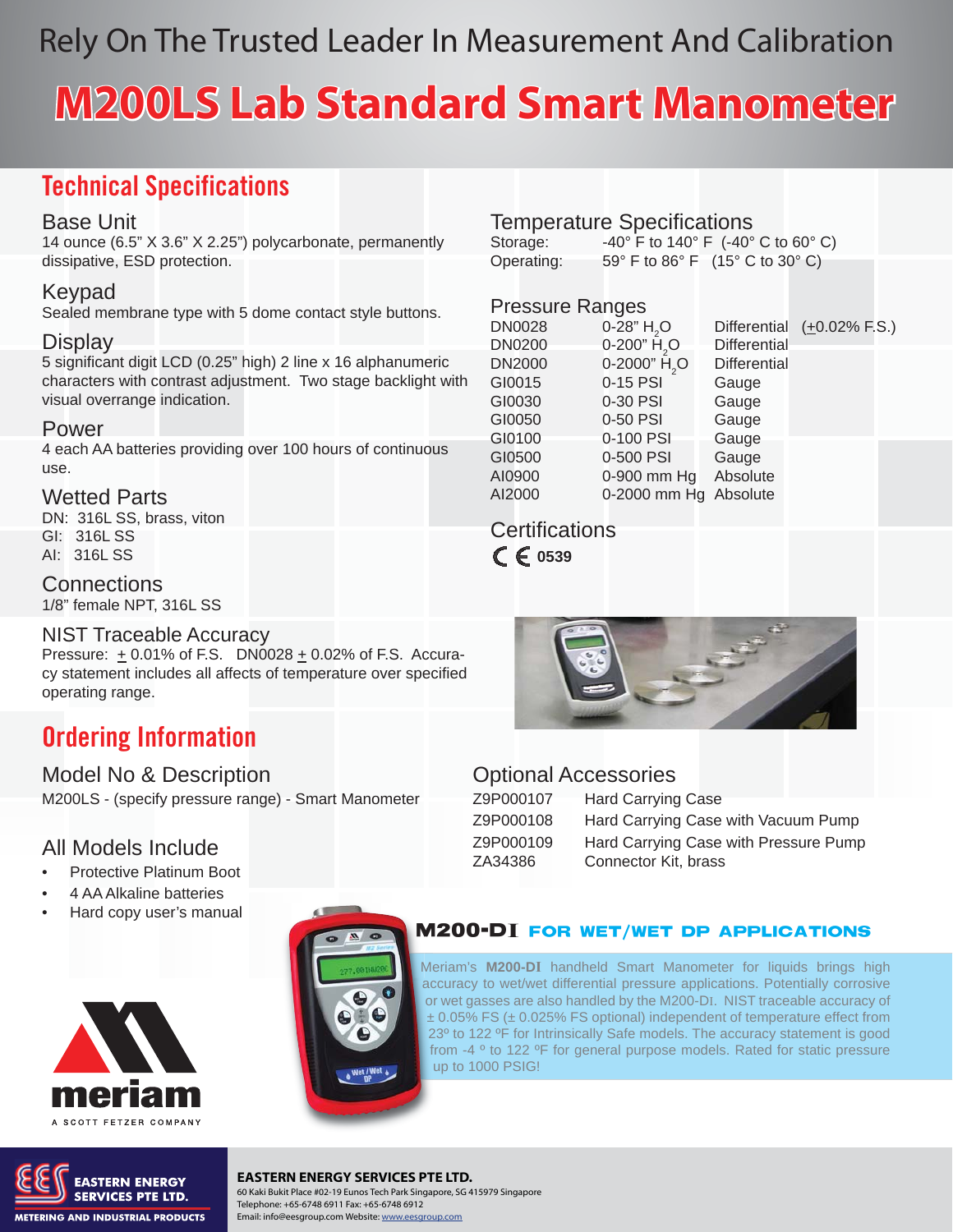Rely On The Trusted Leader In Measurement And Calibration

# M200LS Lab Standard Smart Manometer

## Technical Specifications

### Base Unit
14 ounce (6.5" X 3.6" X 2.25") polycarbonate, permanently dissipative, ESD protection.

### Keypad
Sealed membrane type with 5 dome contact style buttons.

### Display
5 significant digit LCD (0.25" high) 2 line x 16 alphanumeric characters with contrast adjustment. Two stage backlight with visual overrange indication.

### Power
4 each AA batteries providing over 100 hours of continuous use.

### Wetted Parts
DN: 316L SS, brass, viton
GI: 316L SS
AI: 316L SS

### Connections
1/8" female NPT, 316L SS

### NIST Traceable Accuracy
Pressure: ± 0.01% of F.S. DN0028 ± 0.02% of F.S. Accuracy statement includes all affects of temperature over specified operating range.

### Temperature Specifications

| | |
|---|---|
| Storage: | -40° F to 140° F (-40° C to 60° C) |
| Operating: | 59° F to 86° F (15° C to 30° C) |

### Pressure Ranges

| | | | |
|---|---|---|---|
| DN0028 | 0-28" $H_2O$ | Differential | (±0.02% F.S.) |
| DN0200 | 0-200" $H_2O$ | Differential | |
| DN2000 | 0-2000" $H_2O$ | Differential | |
| GI0015 | 0-15 PSI | Gauge | |
| GI0030 | 0-30 PSI | Gauge | |
| GI0050 | 0-50 PSI | Gauge | |
| GI0100 | 0-100 PSI | Gauge | |
| GI0500 | 0-500 PSI | Gauge | |
| AI0900 | 0-900 mm Hg | Absolute | |
| AI2000 | 0-2000 mm Hg | Absolute | |

### Certifications
CE 0539

## Ordering Information

### Model No & Description
M200LS - (specify pressure range) - Smart Manometer

### All Models Include
- Protective Platinum Boot
- 4 AA Alkaline batteries
- Hard copy user's manual

### Optional Accessories

| | |
|---|---|
| Z9P000107 | Hard Carrying Case |
| Z9P000108 | Hard Carrying Case with Vacuum Pump |
| Z9P000109 | Hard Carrying Case with Pressure Pump |
| ZA34386 | Connector Kit, brass |

### M200-DI FOR WET/WET DP APPLICATIONS

Meriam's **M200-DI** handheld Smart Manometer for liquids brings high accuracy to wet/wet differential pressure applications. Potentially corrosive or wet gasses are also handled by the M200-DI. NIST traceable accuracy of ± 0.05% FS (± 0.025% FS optional) independent of temperature effect from 23º to 122 ºF for Intrinsically Safe models. The accuracy statement is good from -4 º to 122 ºF for general purpose models. Rated for static pressure up to 1000 PSIG!

meriam
A SCOTT FETZER COMPANY

EASTERN ENERGY SERVICES PTE LTD.
METERING AND INDUSTRIAL PRODUCTS

**EASTERN ENERGY SERVICES PTE LTD.**
60 Kaki Bukit Place #02-19 Eunos Tech Park Singapore, SG 415979 Singapore
Telephone: +65-6748 6911 Fax: +65-6748 6912
Email: info@eesgroup.com Website: www.eesgroup.com